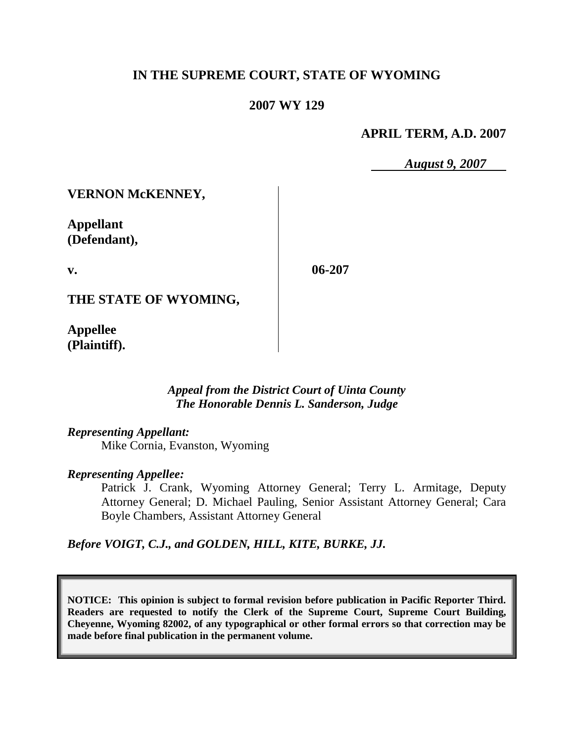# IN THE SUPREME COURT, STATE OF WYOMING

## 2007 WY 129

**APRIL TERM, A.D. 2007**

***August 9, 2007***

**VERNON McKENNEY,**

**Appellant (Defendant),**

**v.**

**06-207**

**THE STATE OF WYOMING,**

**Appellee (Plaintiff).**

*Appeal from the District Court of Uinta County*
*The Honorable Dennis L. Sanderson, Judge*

*Representing Appellant:*

Mike Cornia, Evanston, Wyoming

*Representing Appellee:*

Patrick J. Crank, Wyoming Attorney General; Terry L. Armitage, Deputy Attorney General; D. Michael Pauling, Senior Assistant Attorney General; Cara Boyle Chambers, Assistant Attorney General

*Before VOIGT, C.J., and GOLDEN, HILL, KITE, BURKE, JJ.*

**NOTICE: This opinion is subject to formal revision before publication in Pacific Reporter Third. Readers are requested to notify the Clerk of the Supreme Court, Supreme Court Building, Cheyenne, Wyoming 82002, of any typographical or other formal errors so that correction may be made before final publication in the permanent volume.**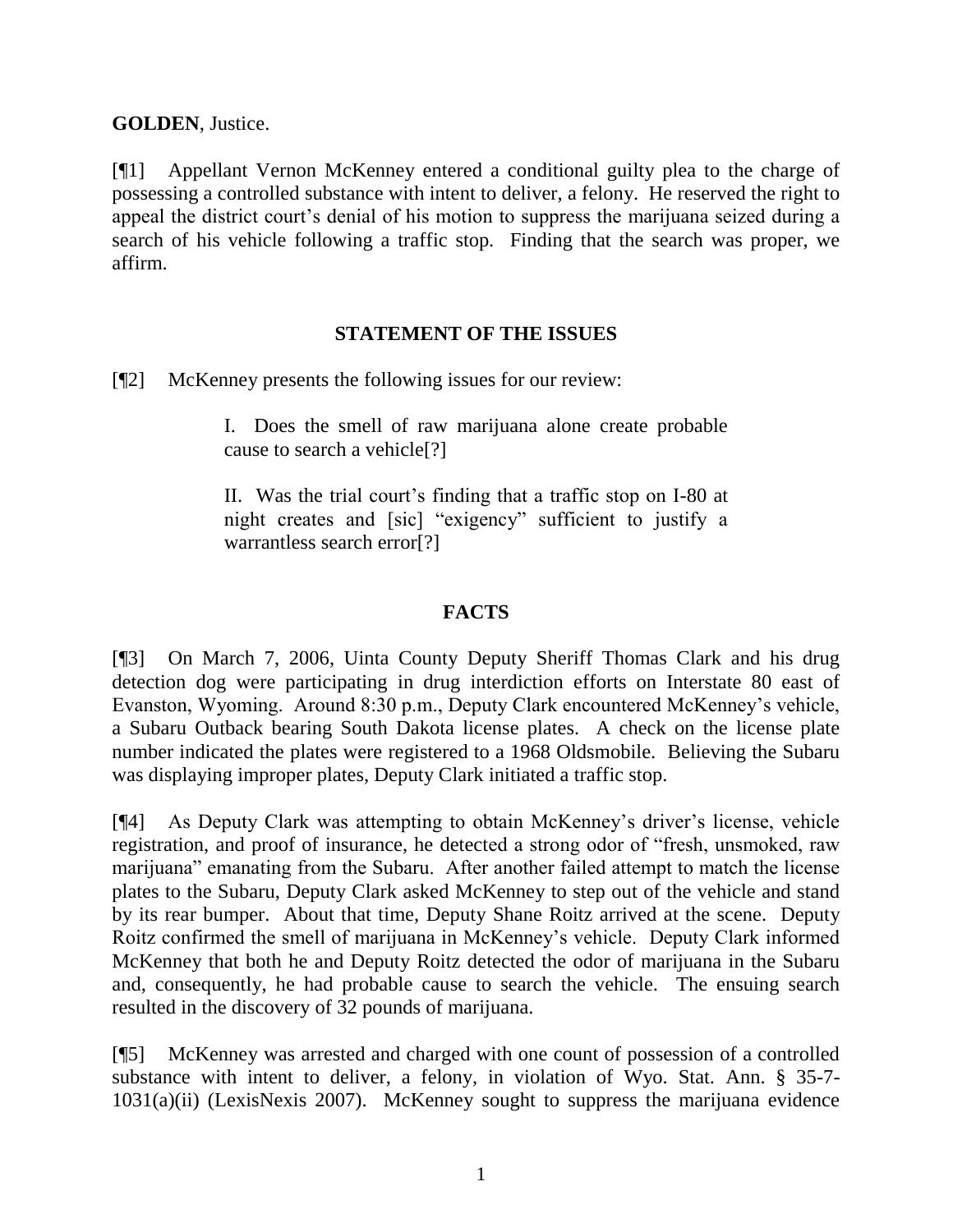**GOLDEN**, Justice.

[¶1] Appellant Vernon McKenney entered a conditional guilty plea to the charge of possessing a controlled substance with intent to deliver, a felony. He reserved the right to appeal the district court's denial of his motion to suppress the marijuana seized during a search of his vehicle following a traffic stop. Finding that the search was proper, we affirm.

## STATEMENT OF THE ISSUES

[¶2] McKenney presents the following issues for our review:

> I. Does the smell of raw marijuana alone create probable cause to search a vehicle[?]
>
> II. Was the trial court's finding that a traffic stop on I-80 at night creates and [sic] "exigency" sufficient to justify a warrantless search error[?]

## FACTS

[¶3] On March 7, 2006, Uinta County Deputy Sheriff Thomas Clark and his drug detection dog were participating in drug interdiction efforts on Interstate 80 east of Evanston, Wyoming. Around 8:30 p.m., Deputy Clark encountered McKenney's vehicle, a Subaru Outback bearing South Dakota license plates. A check on the license plate number indicated the plates were registered to a 1968 Oldsmobile. Believing the Subaru was displaying improper plates, Deputy Clark initiated a traffic stop.

[¶4] As Deputy Clark was attempting to obtain McKenney's driver's license, vehicle registration, and proof of insurance, he detected a strong odor of "fresh, unsmoked, raw marijuana" emanating from the Subaru. After another failed attempt to match the license plates to the Subaru, Deputy Clark asked McKenney to step out of the vehicle and stand by its rear bumper. About that time, Deputy Shane Roitz arrived at the scene. Deputy Roitz confirmed the smell of marijuana in McKenney's vehicle. Deputy Clark informed McKenney that both he and Deputy Roitz detected the odor of marijuana in the Subaru and, consequently, he had probable cause to search the vehicle. The ensuing search resulted in the discovery of 32 pounds of marijuana.

[¶5] McKenney was arrested and charged with one count of possession of a controlled substance with intent to deliver, a felony, in violation of Wyo. Stat. Ann. § 35-7-1031(a)(ii) (LexisNexis 2007). McKenney sought to suppress the marijuana evidence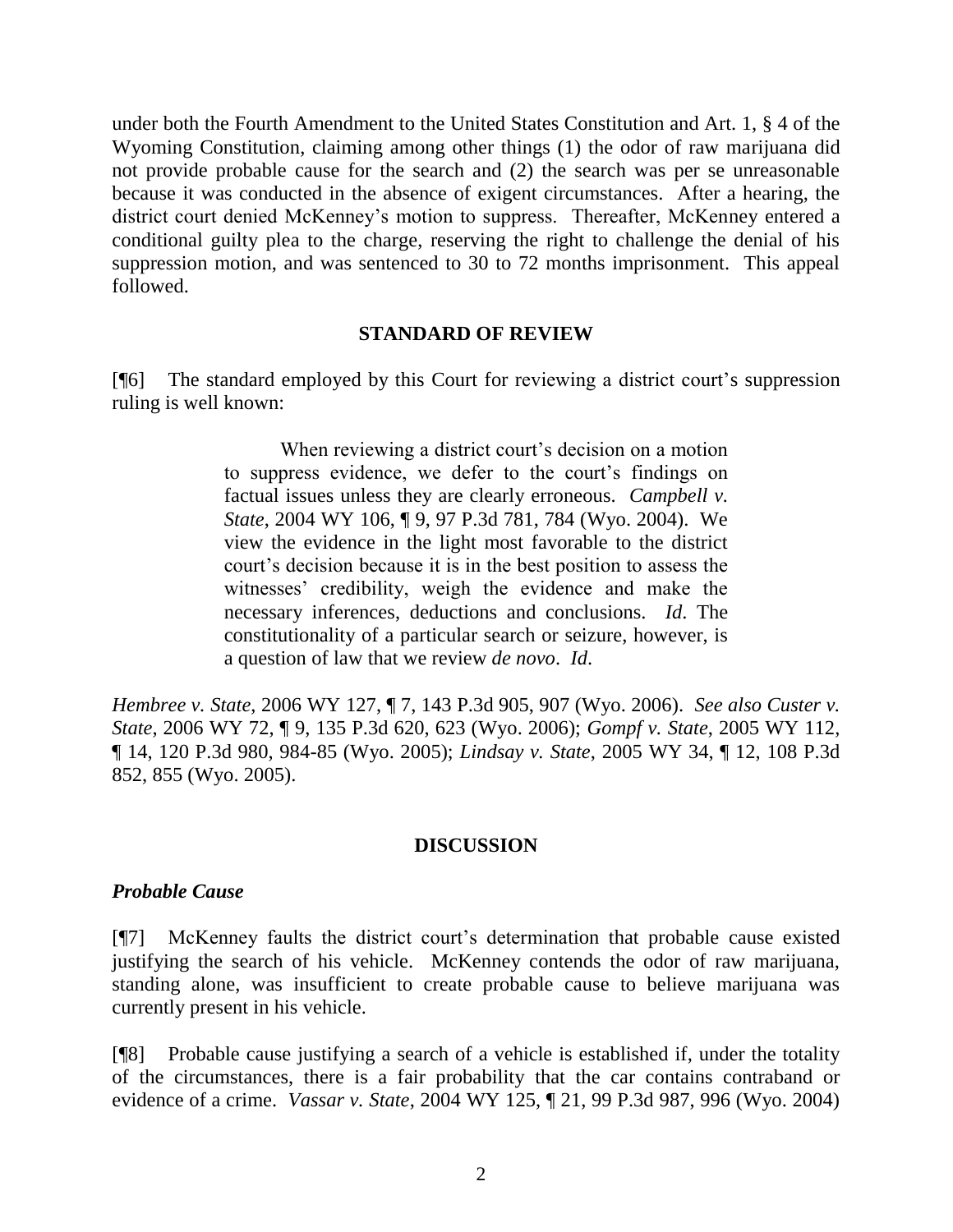under both the Fourth Amendment to the United States Constitution and Art. 1, § 4 of the Wyoming Constitution, claiming among other things (1) the odor of raw marijuana did not provide probable cause for the search and (2) the search was per se unreasonable because it was conducted in the absence of exigent circumstances. After a hearing, the district court denied McKenney's motion to suppress. Thereafter, McKenney entered a conditional guilty plea to the charge, reserving the right to challenge the denial of his suppression motion, and was sentenced to 30 to 72 months imprisonment. This appeal followed.

## STANDARD OF REVIEW

[¶6] The standard employed by this Court for reviewing a district court's suppression ruling is well known:

> When reviewing a district court's decision on a motion to suppress evidence, we defer to the court's findings on factual issues unless they are clearly erroneous. *Campbell v. State*, 2004 WY 106, ¶ 9, 97 P.3d 781, 784 (Wyo. 2004). We view the evidence in the light most favorable to the district court's decision because it is in the best position to assess the witnesses' credibility, weigh the evidence and make the necessary inferences, deductions and conclusions. *Id*. The constitutionality of a particular search or seizure, however, is a question of law that we review *de novo*. *Id*.

*Hembree v. State*, 2006 WY 127, ¶ 7, 143 P.3d 905, 907 (Wyo. 2006). *See also Custer v. State*, 2006 WY 72, ¶ 9, 135 P.3d 620, 623 (Wyo. 2006); *Gompf v. State*, 2005 WY 112, ¶ 14, 120 P.3d 980, 984-85 (Wyo. 2005); *Lindsay v. State*, 2005 WY 34, ¶ 12, 108 P.3d 852, 855 (Wyo. 2005).

## DISCUSSION

### *Probable Cause*

[¶7] McKenney faults the district court's determination that probable cause existed justifying the search of his vehicle. McKenney contends the odor of raw marijuana, standing alone, was insufficient to create probable cause to believe marijuana was currently present in his vehicle.

[¶8] Probable cause justifying a search of a vehicle is established if, under the totality of the circumstances, there is a fair probability that the car contains contraband or evidence of a crime. *Vassar v. State*, 2004 WY 125, ¶ 21, 99 P.3d 987, 996 (Wyo. 2004)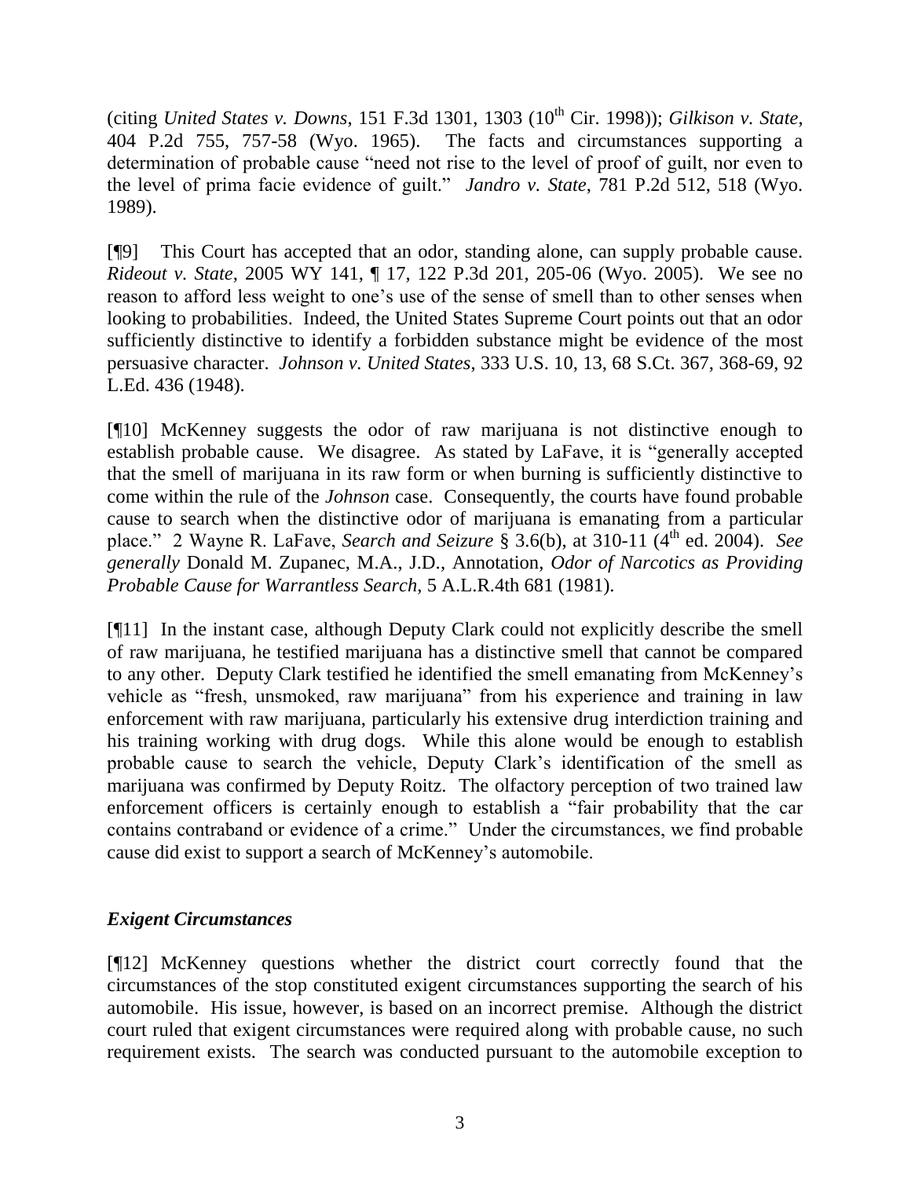(citing *United States v. Downs*, 151 F.3d 1301, 1303 (10th Cir. 1998)); *Gilkison v. State*, 404 P.2d 755, 757-58 (Wyo. 1965). The facts and circumstances supporting a determination of probable cause "need not rise to the level of proof of guilt, nor even to the level of prima facie evidence of guilt." *Jandro v. State*, 781 P.2d 512, 518 (Wyo. 1989).

[¶9] This Court has accepted that an odor, standing alone, can supply probable cause. *Rideout v. State*, 2005 WY 141, ¶ 17, 122 P.3d 201, 205-06 (Wyo. 2005). We see no reason to afford less weight to one's use of the sense of smell than to other senses when looking to probabilities. Indeed, the United States Supreme Court points out that an odor sufficiently distinctive to identify a forbidden substance might be evidence of the most persuasive character. *Johnson v. United States*, 333 U.S. 10, 13, 68 S.Ct. 367, 368-69, 92 L.Ed. 436 (1948).

[¶10] McKenney suggests the odor of raw marijuana is not distinctive enough to establish probable cause. We disagree. As stated by LaFave, it is "generally accepted that the smell of marijuana in its raw form or when burning is sufficiently distinctive to come within the rule of the *Johnson* case. Consequently, the courts have found probable cause to search when the distinctive odor of marijuana is emanating from a particular place." 2 Wayne R. LaFave, *Search and Seizure* § 3.6(b), at 310-11 (4th ed. 2004). *See generally* Donald M. Zupanec, M.A., J.D., Annotation, *Odor of Narcotics as Providing Probable Cause for Warrantless Search*, 5 A.L.R.4th 681 (1981).

[¶11] In the instant case, although Deputy Clark could not explicitly describe the smell of raw marijuana, he testified marijuana has a distinctive smell that cannot be compared to any other. Deputy Clark testified he identified the smell emanating from McKenney's vehicle as "fresh, unsmoked, raw marijuana" from his experience and training in law enforcement with raw marijuana, particularly his extensive drug interdiction training and his training working with drug dogs. While this alone would be enough to establish probable cause to search the vehicle, Deputy Clark's identification of the smell as marijuana was confirmed by Deputy Roitz. The olfactory perception of two trained law enforcement officers is certainly enough to establish a "fair probability that the car contains contraband or evidence of a crime." Under the circumstances, we find probable cause did exist to support a search of McKenney's automobile.

### *Exigent Circumstances*

[¶12] McKenney questions whether the district court correctly found that the circumstances of the stop constituted exigent circumstances supporting the search of his automobile. His issue, however, is based on an incorrect premise. Although the district court ruled that exigent circumstances were required along with probable cause, no such requirement exists. The search was conducted pursuant to the automobile exception to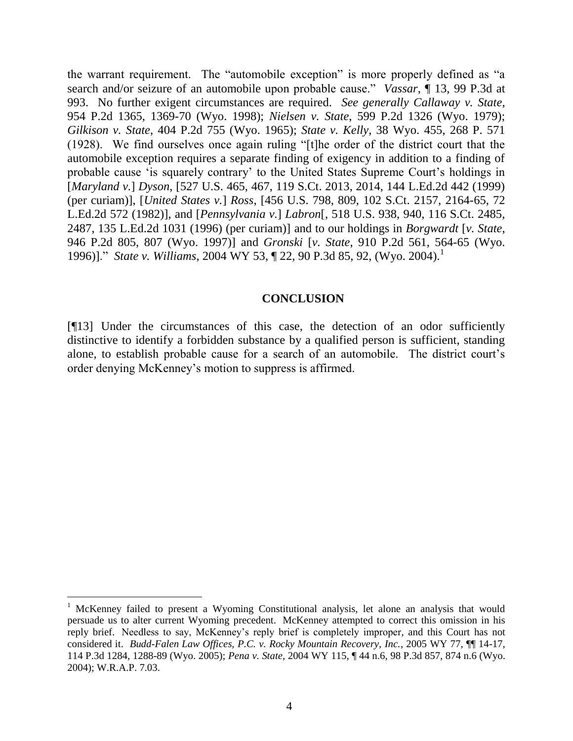the warrant requirement. The "automobile exception" is more properly defined as "a search and/or seizure of an automobile upon probable cause." *Vassar*, ¶ 13, 99 P.3d at 993. No further exigent circumstances are required. *See generally Callaway v. State*, 954 P.2d 1365, 1369-70 (Wyo. 1998); *Nielsen v. State*, 599 P.2d 1326 (Wyo. 1979); *Gilkison v. State*, 404 P.2d 755 (Wyo. 1965); *State v. Kelly*, 38 Wyo. 455, 268 P. 571 (1928). We find ourselves once again ruling "[t]he order of the district court that the automobile exception requires a separate finding of exigency in addition to a finding of probable cause 'is squarely contrary' to the United States Supreme Court's holdings in [*Maryland v.*] *Dyson*, [527 U.S. 465, 467, 119 S.Ct. 2013, 2014, 144 L.Ed.2d 442 (1999) (per curiam)], [*United States v.*] *Ross*, [456 U.S. 798, 809, 102 S.Ct. 2157, 2164-65, 72 L.Ed.2d 572 (1982)], and [*Pennsylvania v.*] *Labron*[, 518 U.S. 938, 940, 116 S.Ct. 2485, 2487, 135 L.Ed.2d 1031 (1996) (per curiam)] and to our holdings in *Borgwardt* [*v. State*, 946 P.2d 805, 807 (Wyo. 1997)] and *Gronski* [*v. State*, 910 P.2d 561, 564-65 (Wyo. 1996)]." *State v. Williams*, 2004 WY 53, ¶ 22, 90 P.3d 85, 92, (Wyo. 2004).[1]

## CONCLUSION

[¶13] Under the circumstances of this case, the detection of an odor sufficiently distinctive to identify a forbidden substance by a qualified person is sufficient, standing alone, to establish probable cause for a search of an automobile. The district court's order denying McKenney's motion to suppress is affirmed.

---

[1] McKenney failed to present a Wyoming Constitutional analysis, let alone an analysis that would persuade us to alter current Wyoming precedent. McKenney attempted to correct this omission in his reply brief. Needless to say, McKenney's reply brief is completely improper, and this Court has not considered it. *Budd-Falen Law Offices, P.C. v. Rocky Mountain Recovery, Inc.*, 2005 WY 77, ¶¶ 14-17, 114 P.3d 1284, 1288-89 (Wyo. 2005); *Pena v. State*, 2004 WY 115, ¶ 44 n.6, 98 P.3d 857, 874 n.6 (Wyo. 2004); W.R.A.P. 7.03.